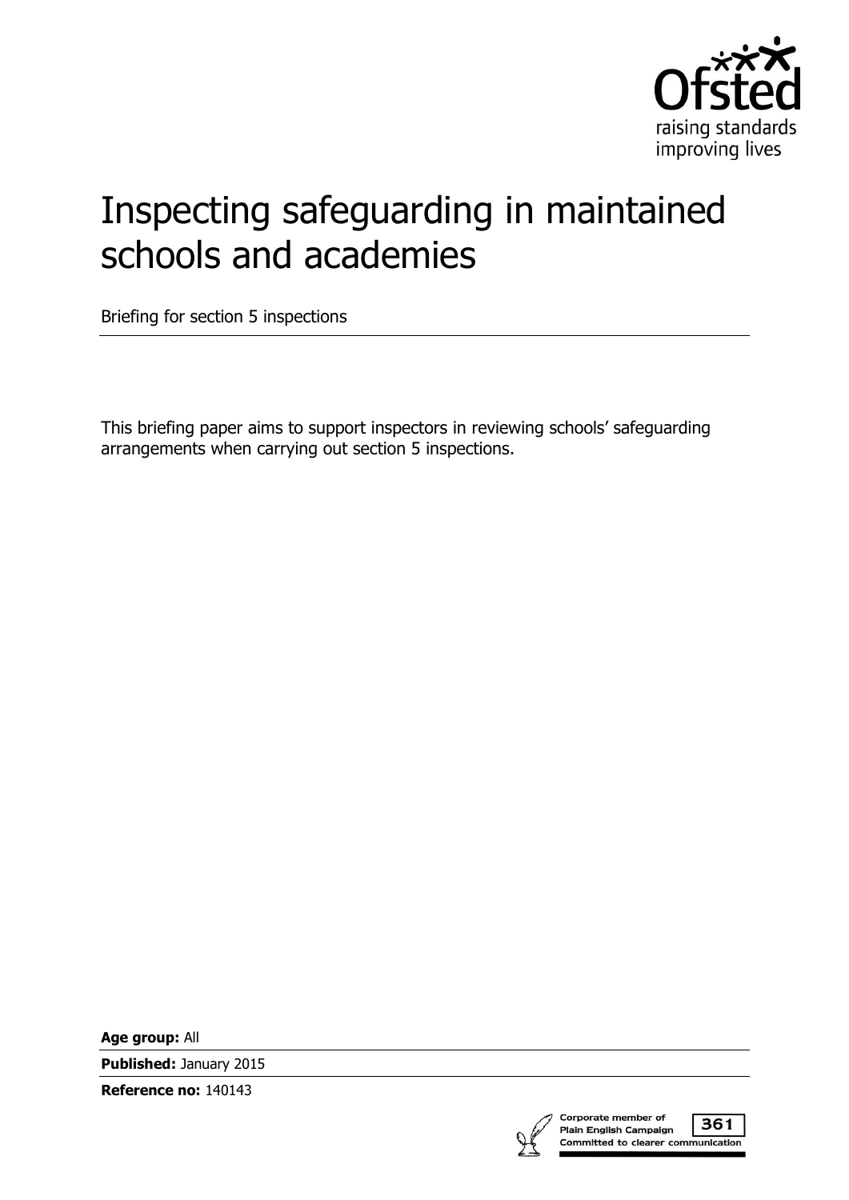Ofsted

raising standards improving lives

# Inspecting safeguarding in maintained schools and academies

Briefing for section 5 inspections

This briefing paper aims to support inspectors in reviewing schools' safeguarding arrangements when carrying out section 5 inspections.

**Age group:** All

**Published:** January 2015

**Reference no:** 140143

Corporate member of Plain English Campaign 361 Committed to clearer communication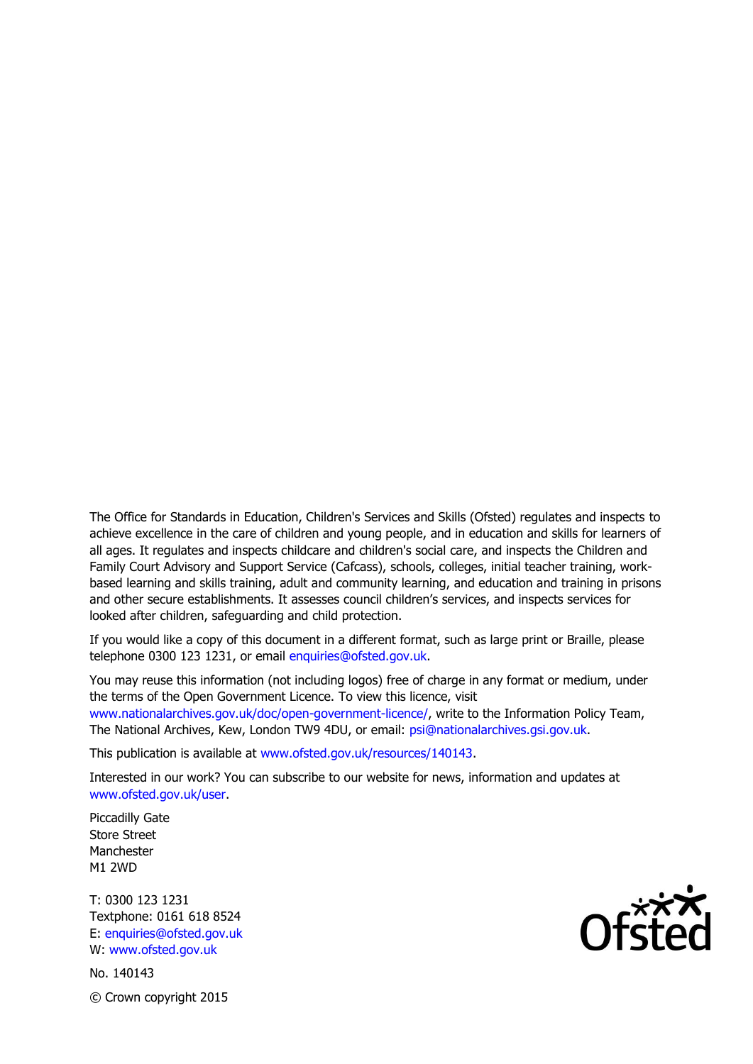The Office for Standards in Education, Children's Services and Skills (Ofsted) regulates and inspects to achieve excellence in the care of children and young people, and in education and skills for learners of all ages. It regulates and inspects childcare and children's social care, and inspects the Children and Family Court Advisory and Support Service (Cafcass), schools, colleges, initial teacher training, work-based learning and skills training, adult and community learning, and education and training in prisons and other secure establishments. It assesses council children's services, and inspects services for looked after children, safeguarding and child protection.

If you would like a copy of this document in a different format, such as large print or Braille, please telephone 0300 123 1231, or email enquiries@ofsted.gov.uk.

You may reuse this information (not including logos) free of charge in any format or medium, under the terms of the Open Government Licence. To view this licence, visit www.nationalarchives.gov.uk/doc/open-government-licence/, write to the Information Policy Team, The National Archives, Kew, London TW9 4DU, or email: psi@nationalarchives.gsi.gov.uk.

This publication is available at www.ofsted.gov.uk/resources/140143.

Interested in our work? You can subscribe to our website for news, information and updates at www.ofsted.gov.uk/user.

Piccadilly Gate
Store Street
Manchester
M1 2WD

T: 0300 123 1231
Textphone: 0161 618 8524
E: enquiries@ofsted.gov.uk
W: www.ofsted.gov.uk

No. 140143

© Crown copyright 2015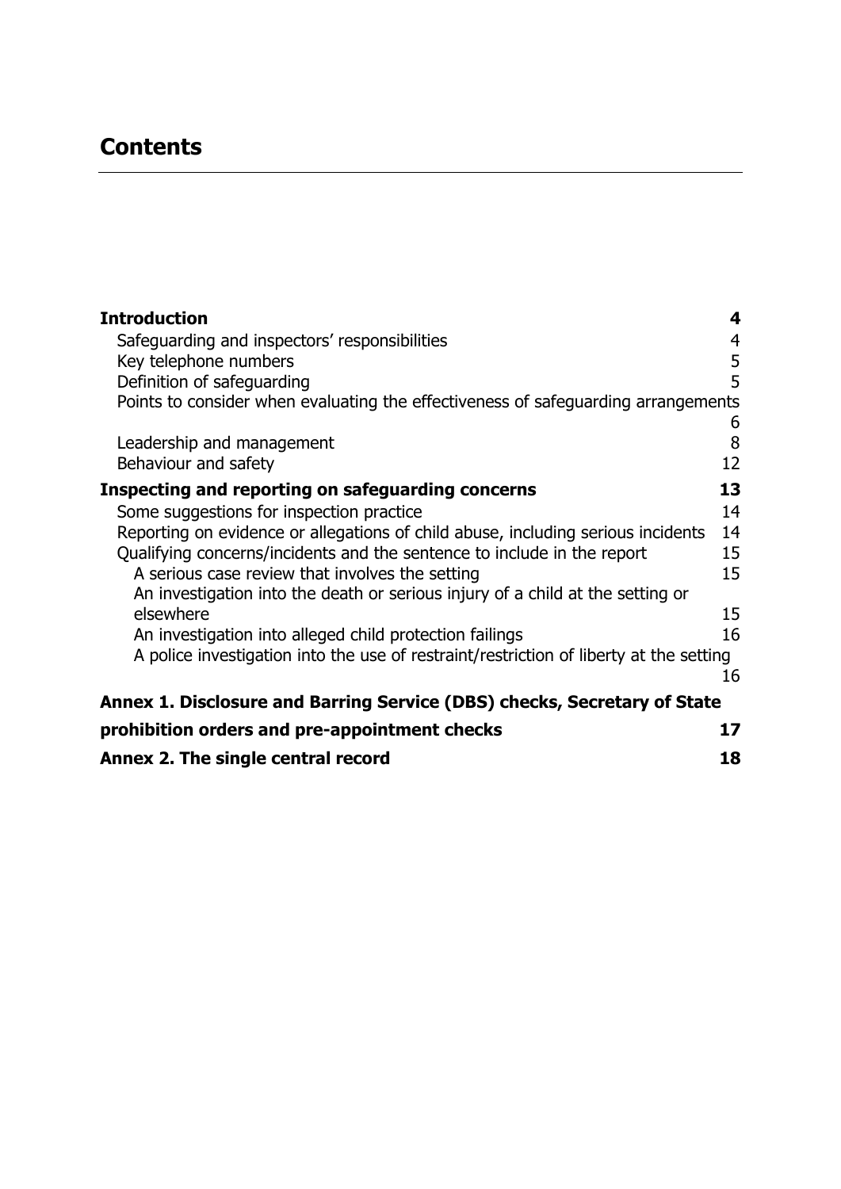## Contents

| | |
|---|---|
| **Introduction** | **4** |
| Safeguarding and inspectors' responsibilities | 4 |
| Key telephone numbers | 5 |
| Definition of safeguarding | 5 |
| Points to consider when evaluating the effectiveness of safeguarding arrangements | 6 |
| Leadership and management | 8 |
| Behaviour and safety | 12 |
| **Inspecting and reporting on safeguarding concerns** | **13** |
| Some suggestions for inspection practice | 14 |
| Reporting on evidence or allegations of child abuse, including serious incidents | 14 |
| Qualifying concerns/incidents and the sentence to include in the report | 15 |
| A serious case review that involves the setting | 15 |
| An investigation into the death or serious injury of a child at the setting or elsewhere | 15 |
| An investigation into alleged child protection failings | 16 |
| A police investigation into the use of restraint/restriction of liberty at the setting | 16 |
| **Annex 1. Disclosure and Barring Service (DBS) checks, Secretary of State prohibition orders and pre-appointment checks** | **17** |
| **Annex 2. The single central record** | **18** |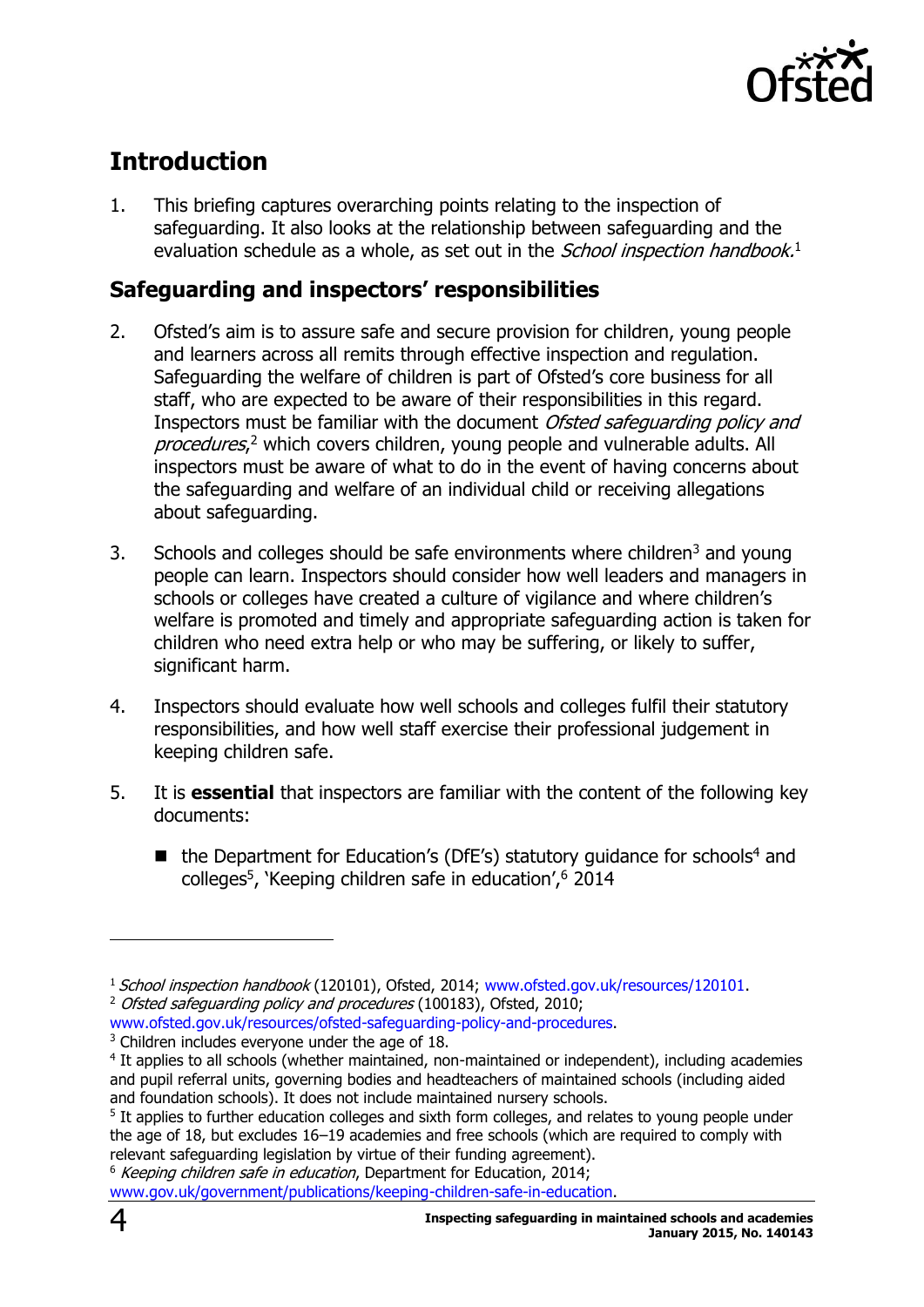## Introduction

1. This briefing captures overarching points relating to the inspection of safeguarding. It also looks at the relationship between safeguarding and the evaluation schedule as a whole, as set out in the *School inspection handbook.*[1]

## Safeguarding and inspectors' responsibilities

2. Ofsted's aim is to assure safe and secure provision for children, young people and learners across all remits through effective inspection and regulation. Safeguarding the welfare of children is part of Ofsted's core business for all staff, who are expected to be aware of their responsibilities in this regard. Inspectors must be familiar with the document *Ofsted safeguarding policy and procedures*,[2] which covers children, young people and vulnerable adults. All inspectors must be aware of what to do in the event of having concerns about the safeguarding and welfare of an individual child or receiving allegations about safeguarding.

3. Schools and colleges should be safe environments where children[3] and young people can learn. Inspectors should consider how well leaders and managers in schools or colleges have created a culture of vigilance and where children's welfare is promoted and timely and appropriate safeguarding action is taken for children who need extra help or who may be suffering, or likely to suffer, significant harm.

4. Inspectors should evaluate how well schools and colleges fulfil their statutory responsibilities, and how well staff exercise their professional judgement in keeping children safe.

5. It is **essential** that inspectors are familiar with the content of the following key documents:

   - the Department for Education's (DfE's) statutory guidance for schools[4] and colleges[5], 'Keeping children safe in education',[6] 2014

---

[1] *School inspection handbook* (120101), Ofsted, 2014; www.ofsted.gov.uk/resources/120101.

[2] *Ofsted safeguarding policy and procedures* (100183), Ofsted, 2010; www.ofsted.gov.uk/resources/ofsted-safeguarding-policy-and-procedures.

[3] Children includes everyone under the age of 18.

[4] It applies to all schools (whether maintained, non-maintained or independent), including academies and pupil referral units, governing bodies and headteachers of maintained schools (including aided and foundation schools). It does not include maintained nursery schools.

[5] It applies to further education colleges and sixth form colleges, and relates to young people under the age of 18, but excludes 16–19 academies and free schools (which are required to comply with relevant safeguarding legislation by virtue of their funding agreement).

[6] *Keeping children safe in education*, Department for Education, 2014; www.gov.uk/government/publications/keeping-children-safe-in-education.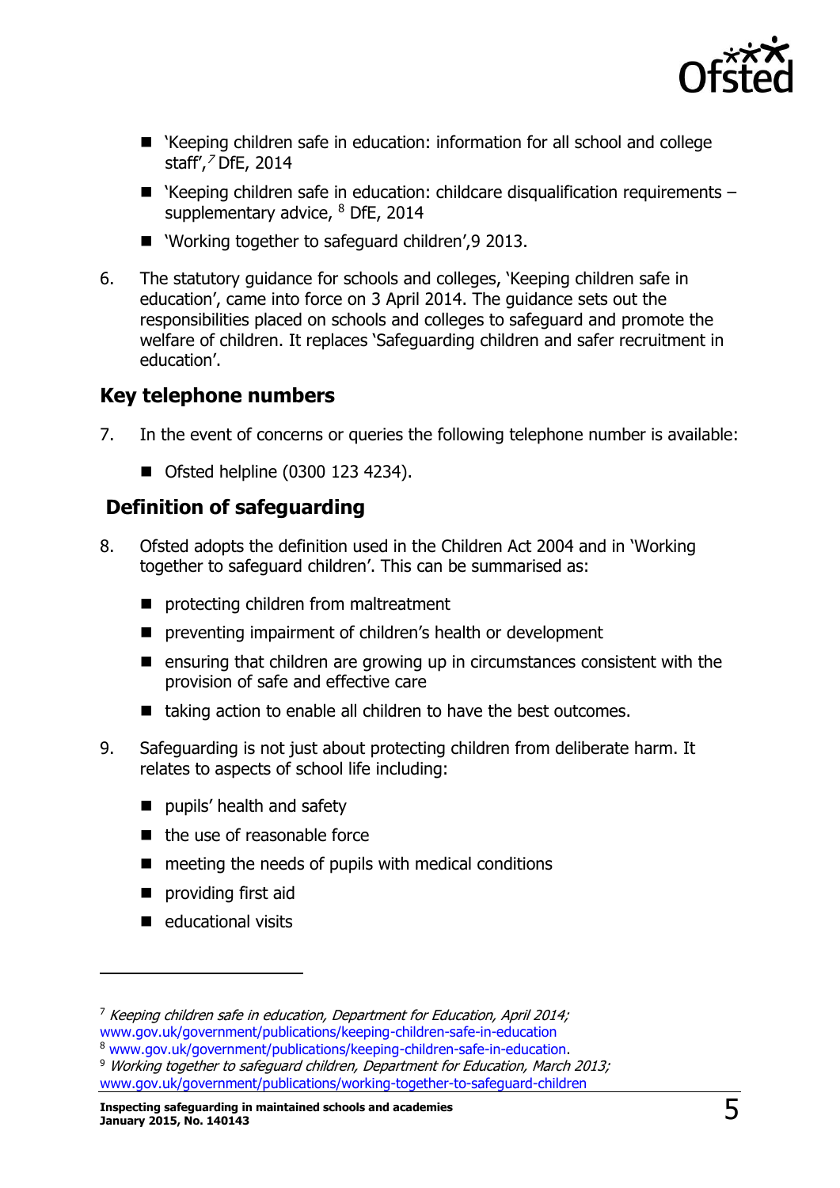- 'Keeping children safe in education: information for all school and college staff',[7] DfE, 2014
- 'Keeping children safe in education: childcare disqualification requirements – supplementary advice, [8] DfE, 2014
- 'Working together to safeguard children',9 2013.

6. The statutory guidance for schools and colleges, 'Keeping children safe in education', came into force on 3 April 2014. The guidance sets out the responsibilities placed on schools and colleges to safeguard and promote the welfare of children. It replaces 'Safeguarding children and safer recruitment in education'.

## Key telephone numbers

7. In the event of concerns or queries the following telephone number is available:

   - Ofsted helpline (0300 123 4234).

## Definition of safeguarding

8. Ofsted adopts the definition used in the Children Act 2004 and in 'Working together to safeguard children'. This can be summarised as:

   - protecting children from maltreatment
   - preventing impairment of children's health or development
   - ensuring that children are growing up in circumstances consistent with the provision of safe and effective care
   - taking action to enable all children to have the best outcomes.

9. Safeguarding is not just about protecting children from deliberate harm. It relates to aspects of school life including:

   - pupils' health and safety
   - the use of reasonable force
   - meeting the needs of pupils with medical conditions
   - providing first aid
   - educational visits

---

[7] *Keeping children safe in education, Department for Education, April 2014;* www.gov.uk/government/publications/keeping-children-safe-in-education

[8] www.gov.uk/government/publications/keeping-children-safe-in-education.

[9] *Working together to safeguard children, Department for Education, March 2013;* www.gov.uk/government/publications/working-together-to-safeguard-children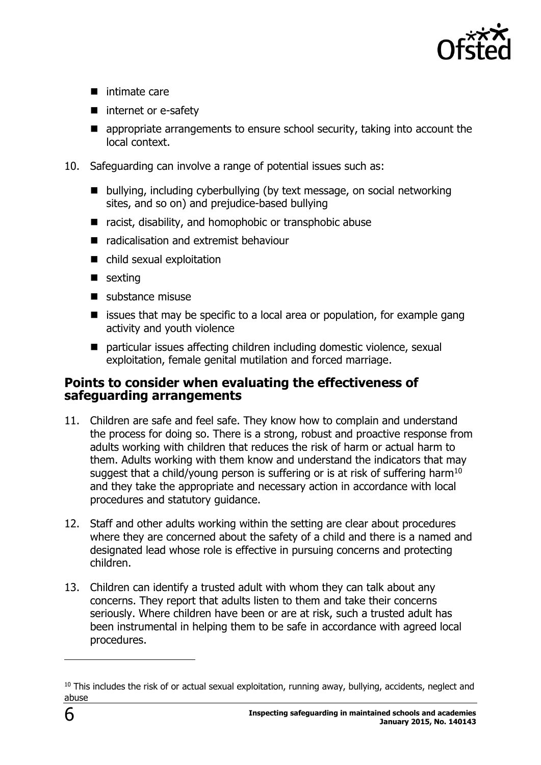- intimate care
- internet or e-safety
- appropriate arrangements to ensure school security, taking into account the local context.

10. Safeguarding can involve a range of potential issues such as:

    - bullying, including cyberbullying (by text message, on social networking sites, and so on) and prejudice-based bullying
    - racist, disability, and homophobic or transphobic abuse
    - radicalisation and extremist behaviour
    - child sexual exploitation
    - sexting
    - substance misuse
    - issues that may be specific to a local area or population, for example gang activity and youth violence
    - particular issues affecting children including domestic violence, sexual exploitation, female genital mutilation and forced marriage.

## Points to consider when evaluating the effectiveness of safeguarding arrangements

11. Children are safe and feel safe. They know how to complain and understand the process for doing so. There is a strong, robust and proactive response from adults working with children that reduces the risk of harm or actual harm to them. Adults working with them know and understand the indicators that may suggest that a child/young person is suffering or is at risk of suffering harm[10] and they take the appropriate and necessary action in accordance with local procedures and statutory guidance.

12. Staff and other adults working within the setting are clear about procedures where they are concerned about the safety of a child and there is a named and designated lead whose role is effective in pursuing concerns and protecting children.

13. Children can identify a trusted adult with whom they can talk about any concerns. They report that adults listen to them and take their concerns seriously. Where children have been or are at risk, such a trusted adult has been instrumental in helping them to be safe in accordance with agreed local procedures.

---

[10] This includes the risk of or actual sexual exploitation, running away, bullying, accidents, neglect and abuse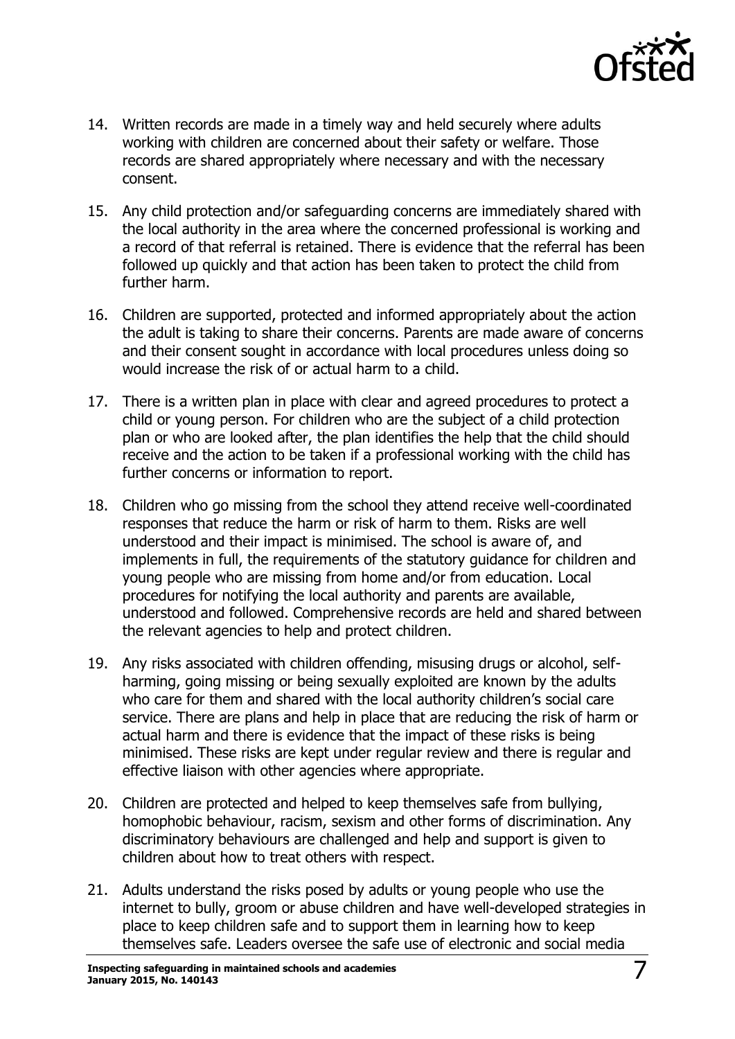14. Written records are made in a timely way and held securely where adults working with children are concerned about their safety or welfare. Those records are shared appropriately where necessary and with the necessary consent.

15. Any child protection and/or safeguarding concerns are immediately shared with the local authority in the area where the concerned professional is working and a record of that referral is retained. There is evidence that the referral has been followed up quickly and that action has been taken to protect the child from further harm.

16. Children are supported, protected and informed appropriately about the action the adult is taking to share their concerns. Parents are made aware of concerns and their consent sought in accordance with local procedures unless doing so would increase the risk of or actual harm to a child.

17. There is a written plan in place with clear and agreed procedures to protect a child or young person. For children who are the subject of a child protection plan or who are looked after, the plan identifies the help that the child should receive and the action to be taken if a professional working with the child has further concerns or information to report.

18. Children who go missing from the school they attend receive well-coordinated responses that reduce the harm or risk of harm to them. Risks are well understood and their impact is minimised. The school is aware of, and implements in full, the requirements of the statutory guidance for children and young people who are missing from home and/or from education. Local procedures for notifying the local authority and parents are available, understood and followed. Comprehensive records are held and shared between the relevant agencies to help and protect children.

19. Any risks associated with children offending, misusing drugs or alcohol, self-harming, going missing or being sexually exploited are known by the adults who care for them and shared with the local authority children's social care service. There are plans and help in place that are reducing the risk of harm or actual harm and there is evidence that the impact of these risks is being minimised. These risks are kept under regular review and there is regular and effective liaison with other agencies where appropriate.

20. Children are protected and helped to keep themselves safe from bullying, homophobic behaviour, racism, sexism and other forms of discrimination. Any discriminatory behaviours are challenged and help and support is given to children about how to treat others with respect.

21. Adults understand the risks posed by adults or young people who use the internet to bully, groom or abuse children and have well-developed strategies in place to keep children safe and to support them in learning how to keep themselves safe. Leaders oversee the safe use of electronic and social media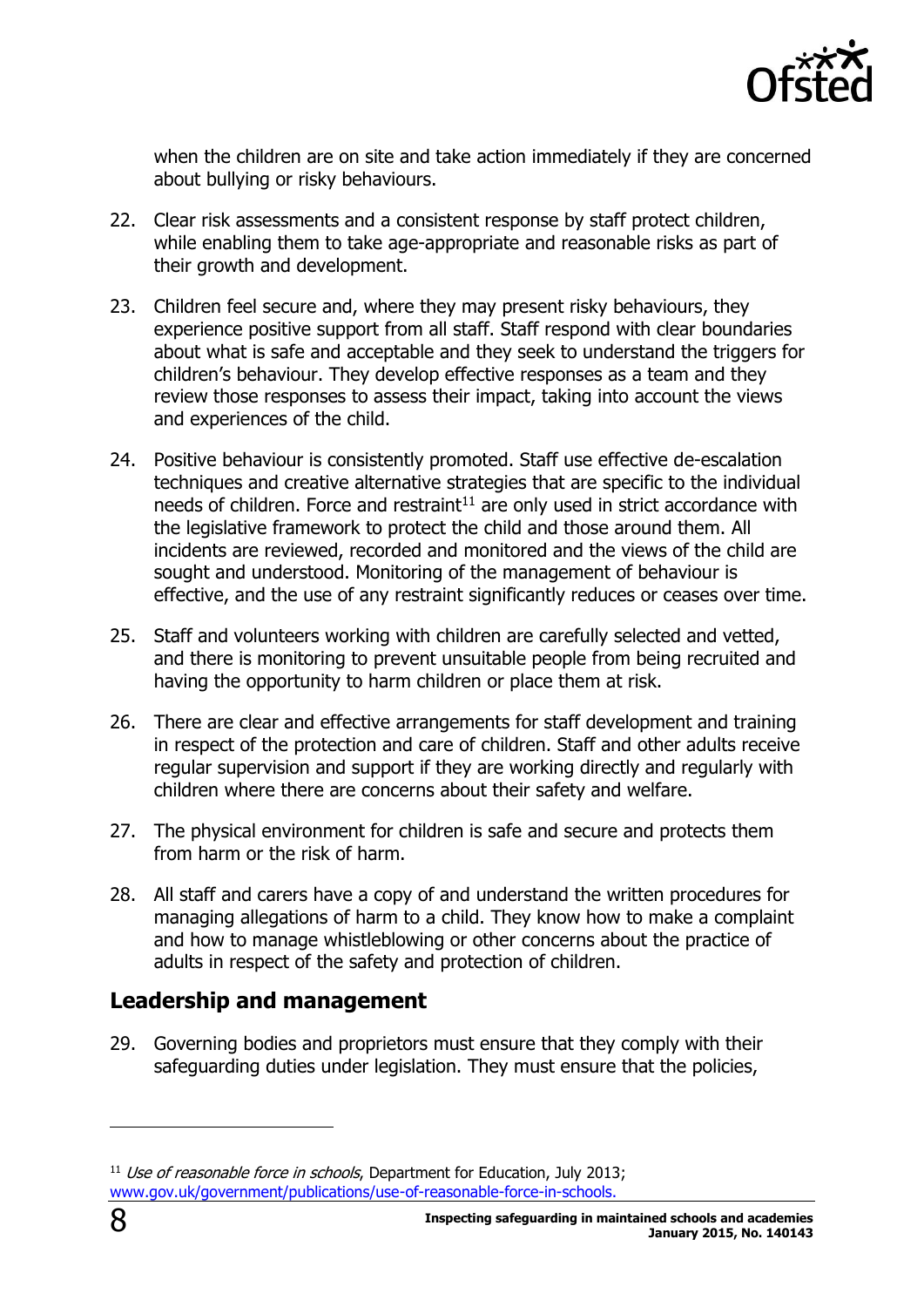when the children are on site and take action immediately if they are concerned about bullying or risky behaviours.

22. Clear risk assessments and a consistent response by staff protect children, while enabling them to take age-appropriate and reasonable risks as part of their growth and development.

23. Children feel secure and, where they may present risky behaviours, they experience positive support from all staff. Staff respond with clear boundaries about what is safe and acceptable and they seek to understand the triggers for children's behaviour. They develop effective responses as a team and they review those responses to assess their impact, taking into account the views and experiences of the child.

24. Positive behaviour is consistently promoted. Staff use effective de-escalation techniques and creative alternative strategies that are specific to the individual needs of children. Force and restraint[11] are only used in strict accordance with the legislative framework to protect the child and those around them. All incidents are reviewed, recorded and monitored and the views of the child are sought and understood. Monitoring of the management of behaviour is effective, and the use of any restraint significantly reduces or ceases over time.

25. Staff and volunteers working with children are carefully selected and vetted, and there is monitoring to prevent unsuitable people from being recruited and having the opportunity to harm children or place them at risk.

26. There are clear and effective arrangements for staff development and training in respect of the protection and care of children. Staff and other adults receive regular supervision and support if they are working directly and regularly with children where there are concerns about their safety and welfare.

27. The physical environment for children is safe and secure and protects them from harm or the risk of harm.

28. All staff and carers have a copy of and understand the written procedures for managing allegations of harm to a child. They know how to make a complaint and how to manage whistleblowing or other concerns about the practice of adults in respect of the safety and protection of children.

## Leadership and management

29. Governing bodies and proprietors must ensure that they comply with their safeguarding duties under legislation. They must ensure that the policies,

---

[11] *Use of reasonable force in schools*, Department for Education, July 2013; www.gov.uk/government/publications/use-of-reasonable-force-in-schools.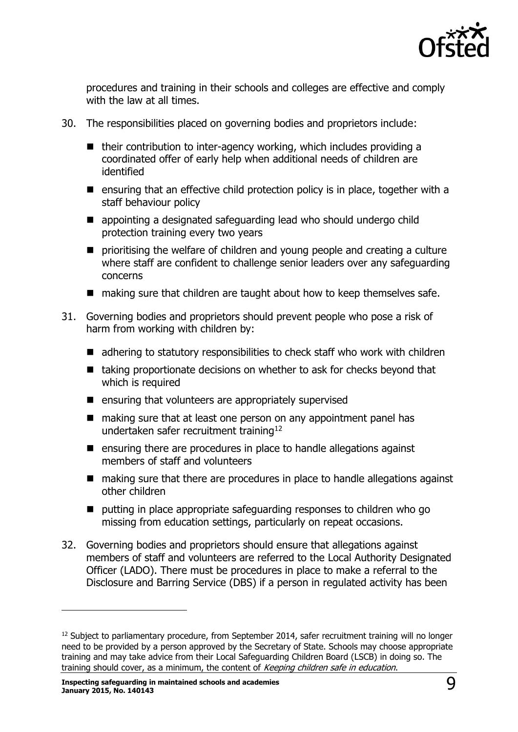procedures and training in their schools and colleges are effective and comply with the law at all times.

30. The responsibilities placed on governing bodies and proprietors include:

    - their contribution to inter-agency working, which includes providing a coordinated offer of early help when additional needs of children are identified
    - ensuring that an effective child protection policy is in place, together with a staff behaviour policy
    - appointing a designated safeguarding lead who should undergo child protection training every two years
    - prioritising the welfare of children and young people and creating a culture where staff are confident to challenge senior leaders over any safeguarding concerns
    - making sure that children are taught about how to keep themselves safe.

31. Governing bodies and proprietors should prevent people who pose a risk of harm from working with children by:

    - adhering to statutory responsibilities to check staff who work with children
    - taking proportionate decisions on whether to ask for checks beyond that which is required
    - ensuring that volunteers are appropriately supervised
    - making sure that at least one person on any appointment panel has undertaken safer recruitment training[12]
    - ensuring there are procedures in place to handle allegations against members of staff and volunteers
    - making sure that there are procedures in place to handle allegations against other children
    - putting in place appropriate safeguarding responses to children who go missing from education settings, particularly on repeat occasions.

32. Governing bodies and proprietors should ensure that allegations against members of staff and volunteers are referred to the Local Authority Designated Officer (LADO). There must be procedures in place to make a referral to the Disclosure and Barring Service (DBS) if a person in regulated activity has been

---

[12] Subject to parliamentary procedure, from September 2014, safer recruitment training will no longer need to be provided by a person approved by the Secretary of State. Schools may choose appropriate training and may take advice from their Local Safeguarding Children Board (LSCB) in doing so. The training should cover, as a minimum, the content of *Keeping children safe in education*.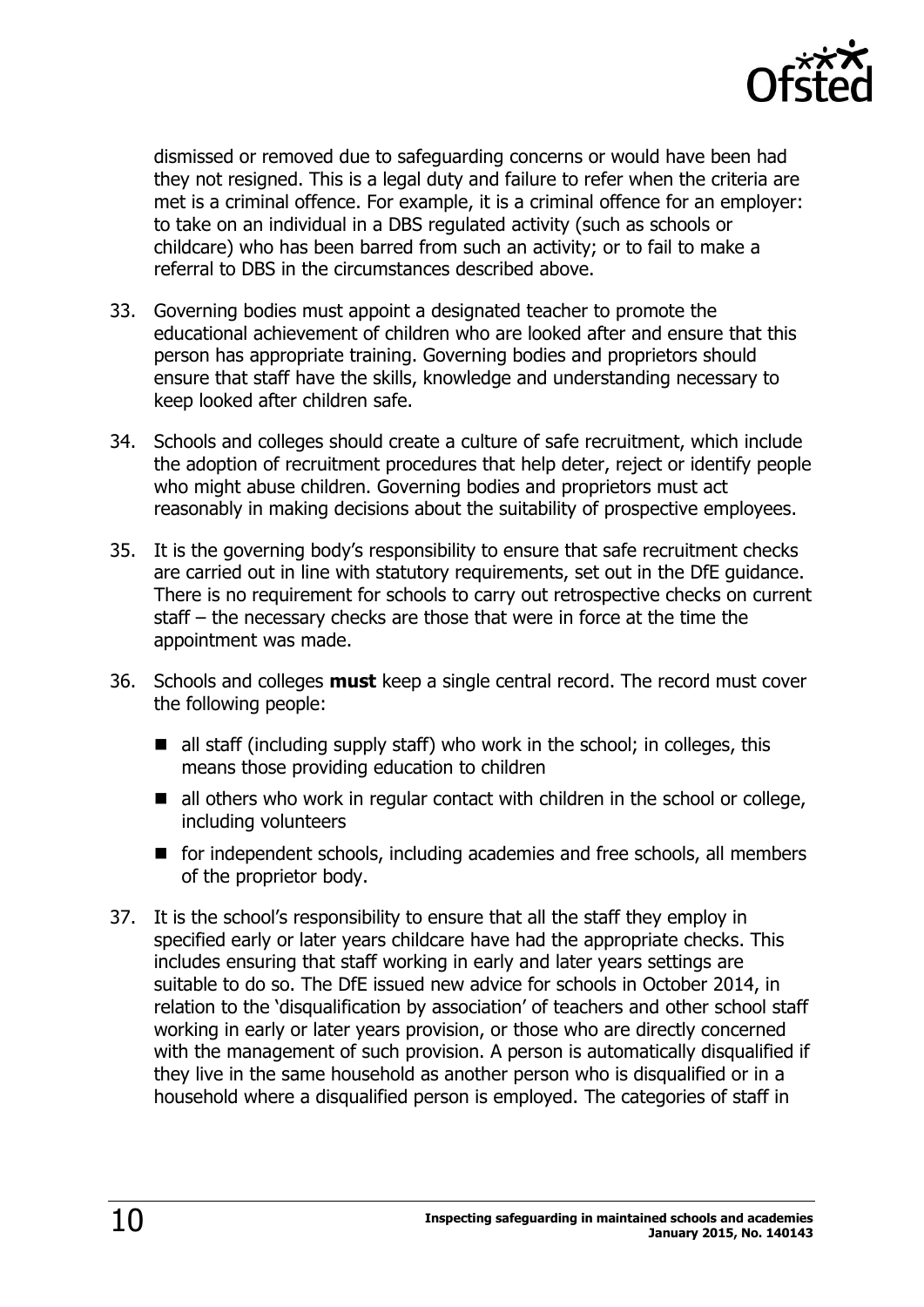dismissed or removed due to safeguarding concerns or would have been had they not resigned. This is a legal duty and failure to refer when the criteria are met is a criminal offence. For example, it is a criminal offence for an employer: to take on an individual in a DBS regulated activity (such as schools or childcare) who has been barred from such an activity; or to fail to make a referral to DBS in the circumstances described above.

33. Governing bodies must appoint a designated teacher to promote the educational achievement of children who are looked after and ensure that this person has appropriate training. Governing bodies and proprietors should ensure that staff have the skills, knowledge and understanding necessary to keep looked after children safe.

34. Schools and colleges should create a culture of safe recruitment, which include the adoption of recruitment procedures that help deter, reject or identify people who might abuse children. Governing bodies and proprietors must act reasonably in making decisions about the suitability of prospective employees.

35. It is the governing body's responsibility to ensure that safe recruitment checks are carried out in line with statutory requirements, set out in the DfE guidance. There is no requirement for schools to carry out retrospective checks on current staff – the necessary checks are those that were in force at the time the appointment was made.

36. Schools and colleges **must** keep a single central record. The record must cover the following people:

    - all staff (including supply staff) who work in the school; in colleges, this means those providing education to children
    - all others who work in regular contact with children in the school or college, including volunteers
    - for independent schools, including academies and free schools, all members of the proprietor body.

37. It is the school's responsibility to ensure that all the staff they employ in specified early or later years childcare have had the appropriate checks. This includes ensuring that staff working in early and later years settings are suitable to do so. The DfE issued new advice for schools in October 2014, in relation to the 'disqualification by association' of teachers and other school staff working in early or later years provision, or those who are directly concerned with the management of such provision. A person is automatically disqualified if they live in the same household as another person who is disqualified or in a household where a disqualified person is employed. The categories of staff in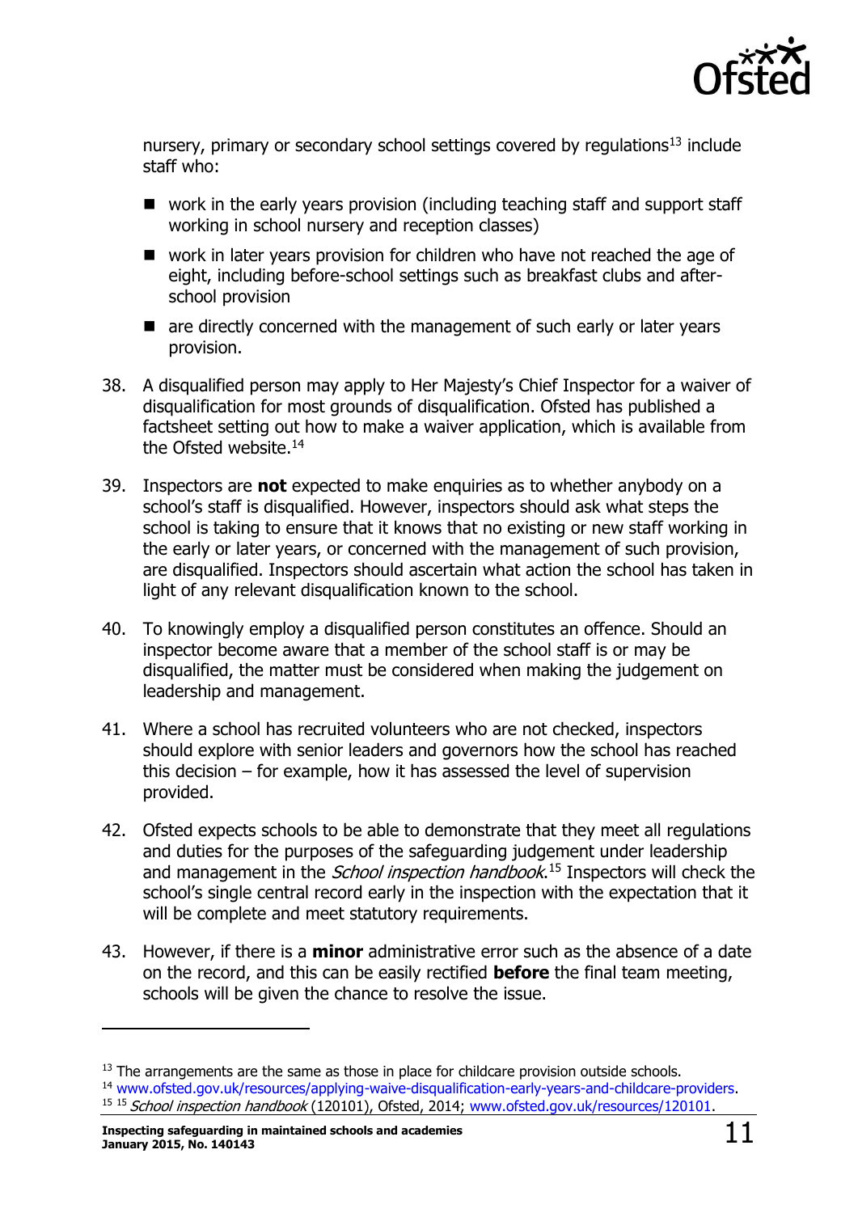nursery, primary or secondary school settings covered by regulations[13] include staff who:

- work in the early years provision (including teaching staff and support staff working in school nursery and reception classes)
- work in later years provision for children who have not reached the age of eight, including before-school settings such as breakfast clubs and after-school provision
- are directly concerned with the management of such early or later years provision.

38. A disqualified person may apply to Her Majesty's Chief Inspector for a waiver of disqualification for most grounds of disqualification. Ofsted has published a factsheet setting out how to make a waiver application, which is available from the Ofsted website.[14]

39. Inspectors are **not** expected to make enquiries as to whether anybody on a school's staff is disqualified. However, inspectors should ask what steps the school is taking to ensure that it knows that no existing or new staff working in the early or later years, or concerned with the management of such provision, are disqualified. Inspectors should ascertain what action the school has taken in light of any relevant disqualification known to the school.

40. To knowingly employ a disqualified person constitutes an offence. Should an inspector become aware that a member of the school staff is or may be disqualified, the matter must be considered when making the judgement on leadership and management.

41. Where a school has recruited volunteers who are not checked, inspectors should explore with senior leaders and governors how the school has reached this decision – for example, how it has assessed the level of supervision provided.

42. Ofsted expects schools to be able to demonstrate that they meet all regulations and duties for the purposes of the safeguarding judgement under leadership and management in the *School inspection handbook*.[15] Inspectors will check the school's single central record early in the inspection with the expectation that it will be complete and meet statutory requirements.

43. However, if there is a **minor** administrative error such as the absence of a date on the record, and this can be easily rectified **before** the final team meeting, schools will be given the chance to resolve the issue.

---

[13] The arrangements are the same as those in place for childcare provision outside schools.

[14] www.ofsted.gov.uk/resources/applying-waive-disqualification-early-years-and-childcare-providers.

[15] [15] *School inspection handbook* (120101), Ofsted, 2014; www.ofsted.gov.uk/resources/120101.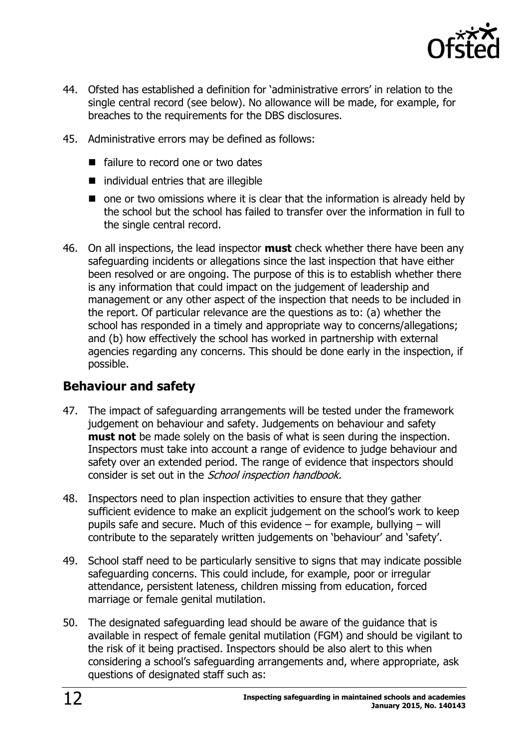44. Ofsted has established a definition for 'administrative errors' in relation to the single central record (see below). No allowance will be made, for example, for breaches to the requirements for the DBS disclosures.

45. Administrative errors may be defined as follows:

    - failure to record one or two dates
    - individual entries that are illegible
    - one or two omissions where it is clear that the information is already held by the school but the school has failed to transfer over the information in full to the single central record.

46. On all inspections, the lead inspector **must** check whether there have been any safeguarding incidents or allegations since the last inspection that have either been resolved or are ongoing. The purpose of this is to establish whether there is any information that could impact on the judgement of leadership and management or any other aspect of the inspection that needs to be included in the report. Of particular relevance are the questions as to: (a) whether the school has responded in a timely and appropriate way to concerns/allegations; and (b) how effectively the school has worked in partnership with external agencies regarding any concerns. This should be done early in the inspection, if possible.

## Behaviour and safety

47. The impact of safeguarding arrangements will be tested under the framework judgement on behaviour and safety. Judgements on behaviour and safety **must not** be made solely on the basis of what is seen during the inspection. Inspectors must take into account a range of evidence to judge behaviour and safety over an extended period. The range of evidence that inspectors should consider is set out in the *School inspection handbook.*

48. Inspectors need to plan inspection activities to ensure that they gather sufficient evidence to make an explicit judgement on the school's work to keep pupils safe and secure. Much of this evidence – for example, bullying – will contribute to the separately written judgements on 'behaviour' and 'safety'.

49. School staff need to be particularly sensitive to signs that may indicate possible safeguarding concerns. This could include, for example, poor or irregular attendance, persistent lateness, children missing from education, forced marriage or female genital mutilation.

50. The designated safeguarding lead should be aware of the guidance that is available in respect of female genital mutilation (FGM) and should be vigilant to the risk of it being practised. Inspectors should be also alert to this when considering a school's safeguarding arrangements and, where appropriate, ask questions of designated staff such as: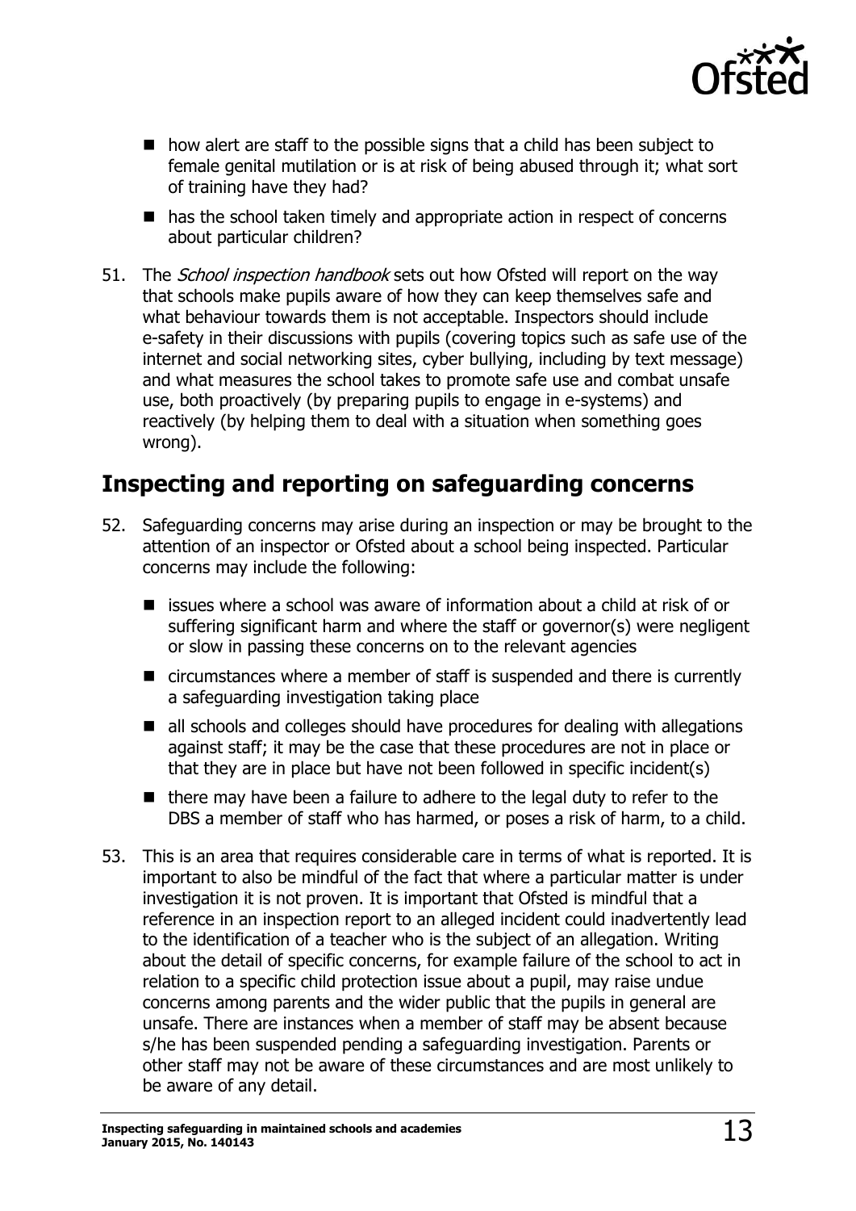- how alert are staff to the possible signs that a child has been subject to female genital mutilation or is at risk of being abused through it; what sort of training have they had?
- has the school taken timely and appropriate action in respect of concerns about particular children?

51. The *School inspection handbook* sets out how Ofsted will report on the way that schools make pupils aware of how they can keep themselves safe and what behaviour towards them is not acceptable. Inspectors should include e-safety in their discussions with pupils (covering topics such as safe use of the internet and social networking sites, cyber bullying, including by text message) and what measures the school takes to promote safe use and combat unsafe use, both proactively (by preparing pupils to engage in e-systems) and reactively (by helping them to deal with a situation when something goes wrong).

## Inspecting and reporting on safeguarding concerns

52. Safeguarding concerns may arise during an inspection or may be brought to the attention of an inspector or Ofsted about a school being inspected. Particular concerns may include the following:

    - issues where a school was aware of information about a child at risk of or suffering significant harm and where the staff or governor(s) were negligent or slow in passing these concerns on to the relevant agencies
    - circumstances where a member of staff is suspended and there is currently a safeguarding investigation taking place
    - all schools and colleges should have procedures for dealing with allegations against staff; it may be the case that these procedures are not in place or that they are in place but have not been followed in specific incident(s)
    - there may have been a failure to adhere to the legal duty to refer to the DBS a member of staff who has harmed, or poses a risk of harm, to a child.

53. This is an area that requires considerable care in terms of what is reported. It is important to also be mindful of the fact that where a particular matter is under investigation it is not proven. It is important that Ofsted is mindful that a reference in an inspection report to an alleged incident could inadvertently lead to the identification of a teacher who is the subject of an allegation. Writing about the detail of specific concerns, for example failure of the school to act in relation to a specific child protection issue about a pupil, may raise undue concerns among parents and the wider public that the pupils in general are unsafe. There are instances when a member of staff may be absent because s/he has been suspended pending a safeguarding investigation. Parents or other staff may not be aware of these circumstances and are most unlikely to be aware of any detail.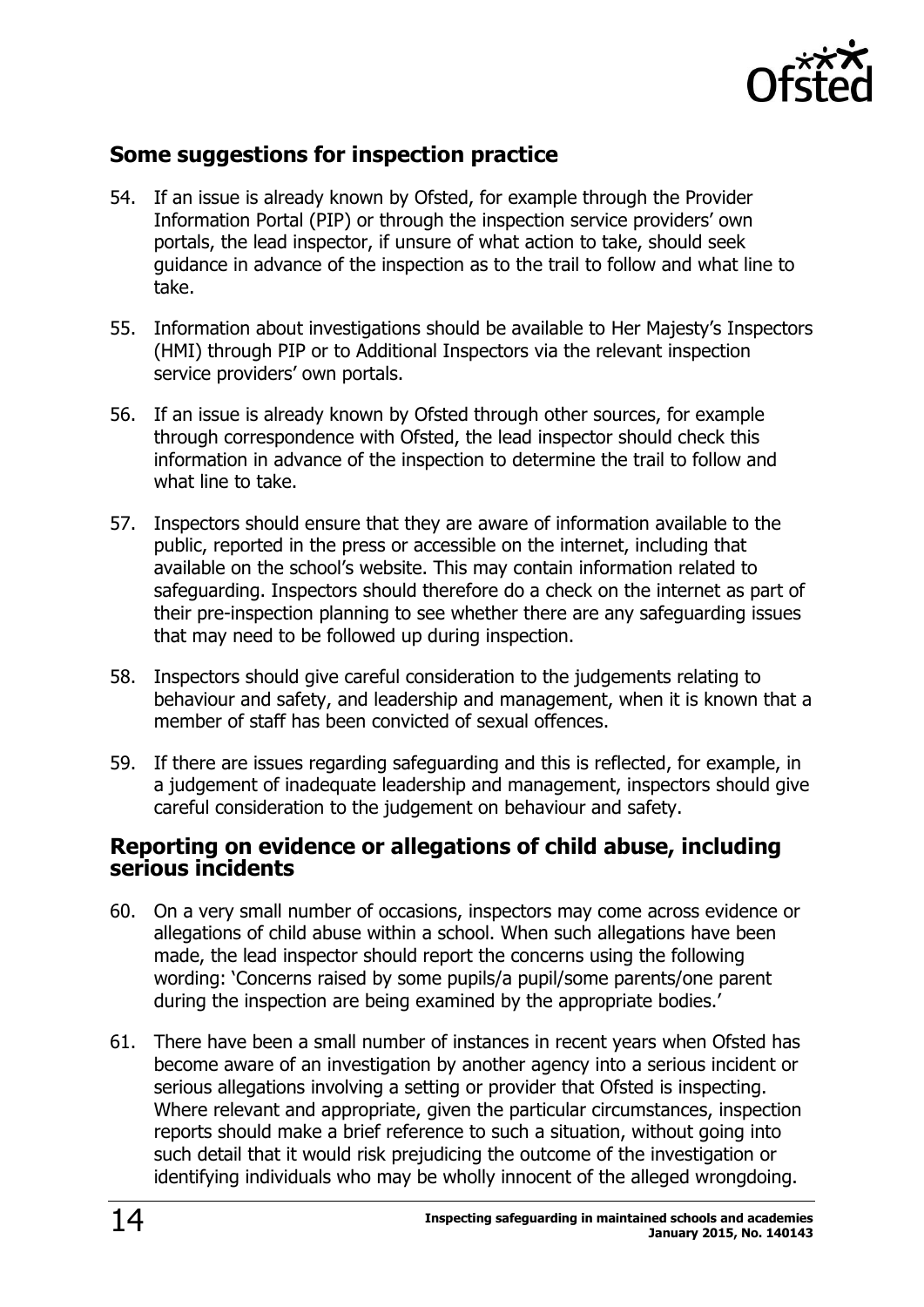## Some suggestions for inspection practice

54. If an issue is already known by Ofsted, for example through the Provider Information Portal (PIP) or through the inspection service providers' own portals, the lead inspector, if unsure of what action to take, should seek guidance in advance of the inspection as to the trail to follow and what line to take.

55. Information about investigations should be available to Her Majesty's Inspectors (HMI) through PIP or to Additional Inspectors via the relevant inspection service providers' own portals.

56. If an issue is already known by Ofsted through other sources, for example through correspondence with Ofsted, the lead inspector should check this information in advance of the inspection to determine the trail to follow and what line to take.

57. Inspectors should ensure that they are aware of information available to the public, reported in the press or accessible on the internet, including that available on the school's website. This may contain information related to safeguarding. Inspectors should therefore do a check on the internet as part of their pre-inspection planning to see whether there are any safeguarding issues that may need to be followed up during inspection.

58. Inspectors should give careful consideration to the judgements relating to behaviour and safety, and leadership and management, when it is known that a member of staff has been convicted of sexual offences.

59. If there are issues regarding safeguarding and this is reflected, for example, in a judgement of inadequate leadership and management, inspectors should give careful consideration to the judgement on behaviour and safety.

## Reporting on evidence or allegations of child abuse, including serious incidents

60. On a very small number of occasions, inspectors may come across evidence or allegations of child abuse within a school. When such allegations have been made, the lead inspector should report the concerns using the following wording: 'Concerns raised by some pupils/a pupil/some parents/one parent during the inspection are being examined by the appropriate bodies.'

61. There have been a small number of instances in recent years when Ofsted has become aware of an investigation by another agency into a serious incident or serious allegations involving a setting or provider that Ofsted is inspecting. Where relevant and appropriate, given the particular circumstances, inspection reports should make a brief reference to such a situation, without going into such detail that it would risk prejudicing the outcome of the investigation or identifying individuals who may be wholly innocent of the alleged wrongdoing.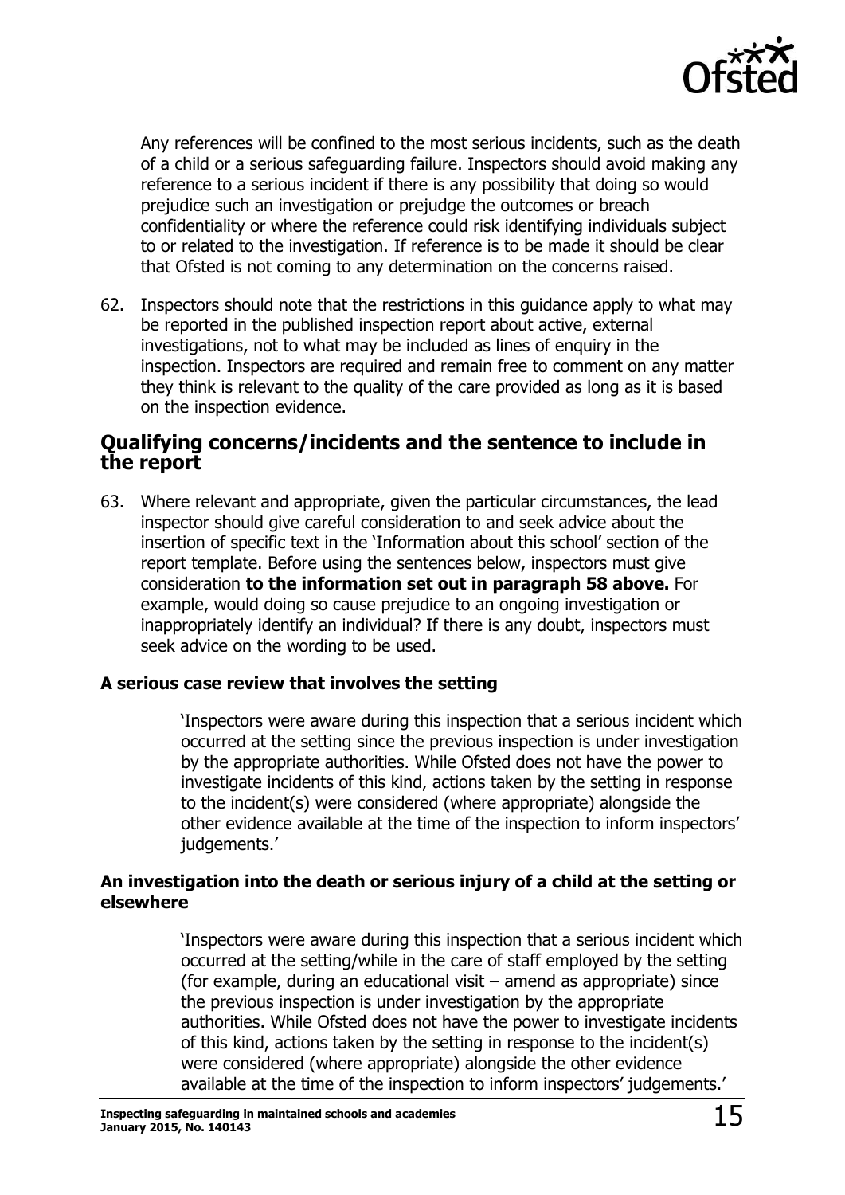Any references will be confined to the most serious incidents, such as the death of a child or a serious safeguarding failure. Inspectors should avoid making any reference to a serious incident if there is any possibility that doing so would prejudice such an investigation or prejudge the outcomes or breach confidentiality or where the reference could risk identifying individuals subject to or related to the investigation. If reference is to be made it should be clear that Ofsted is not coming to any determination on the concerns raised.

62. Inspectors should note that the restrictions in this guidance apply to what may be reported in the published inspection report about active, external investigations, not to what may be included as lines of enquiry in the inspection. Inspectors are required and remain free to comment on any matter they think is relevant to the quality of the care provided as long as it is based on the inspection evidence.

## Qualifying concerns/incidents and the sentence to include in the report

63. Where relevant and appropriate, given the particular circumstances, the lead inspector should give careful consideration to and seek advice about the insertion of specific text in the 'Information about this school' section of the report template. Before using the sentences below, inspectors must give consideration **to the information set out in paragraph 58 above.** For example, would doing so cause prejudice to an ongoing investigation or inappropriately identify an individual? If there is any doubt, inspectors must seek advice on the wording to be used.

**A serious case review that involves the setting**

> 'Inspectors were aware during this inspection that a serious incident which occurred at the setting since the previous inspection is under investigation by the appropriate authorities. While Ofsted does not have the power to investigate incidents of this kind, actions taken by the setting in response to the incident(s) were considered (where appropriate) alongside the other evidence available at the time of the inspection to inform inspectors' judgements.'

**An investigation into the death or serious injury of a child at the setting or elsewhere**

> 'Inspectors were aware during this inspection that a serious incident which occurred at the setting/while in the care of staff employed by the setting (for example, during an educational visit – amend as appropriate) since the previous inspection is under investigation by the appropriate authorities. While Ofsted does not have the power to investigate incidents of this kind, actions taken by the setting in response to the incident(s) were considered (where appropriate) alongside the other evidence available at the time of the inspection to inform inspectors' judgements.'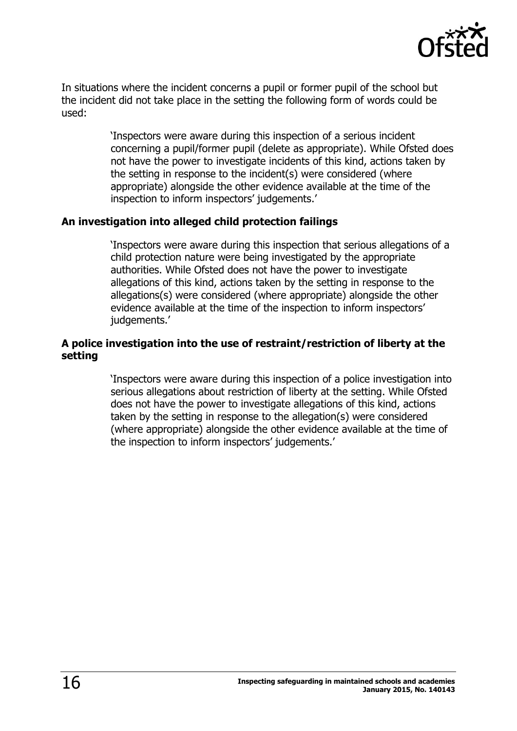In situations where the incident concerns a pupil or former pupil of the school but the incident did not take place in the setting the following form of words could be used:

> 'Inspectors were aware during this inspection of a serious incident concerning a pupil/former pupil (delete as appropriate). While Ofsted does not have the power to investigate incidents of this kind, actions taken by the setting in response to the incident(s) were considered (where appropriate) alongside the other evidence available at the time of the inspection to inform inspectors' judgements.'

**An investigation into alleged child protection failings**

> 'Inspectors were aware during this inspection that serious allegations of a child protection nature were being investigated by the appropriate authorities. While Ofsted does not have the power to investigate allegations of this kind, actions taken by the setting in response to the allegations(s) were considered (where appropriate) alongside the other evidence available at the time of the inspection to inform inspectors' judgements.'

**A police investigation into the use of restraint/restriction of liberty at the setting**

> 'Inspectors were aware during this inspection of a police investigation into serious allegations about restriction of liberty at the setting. While Ofsted does not have the power to investigate allegations of this kind, actions taken by the setting in response to the allegation(s) were considered (where appropriate) alongside the other evidence available at the time of the inspection to inform inspectors' judgements.'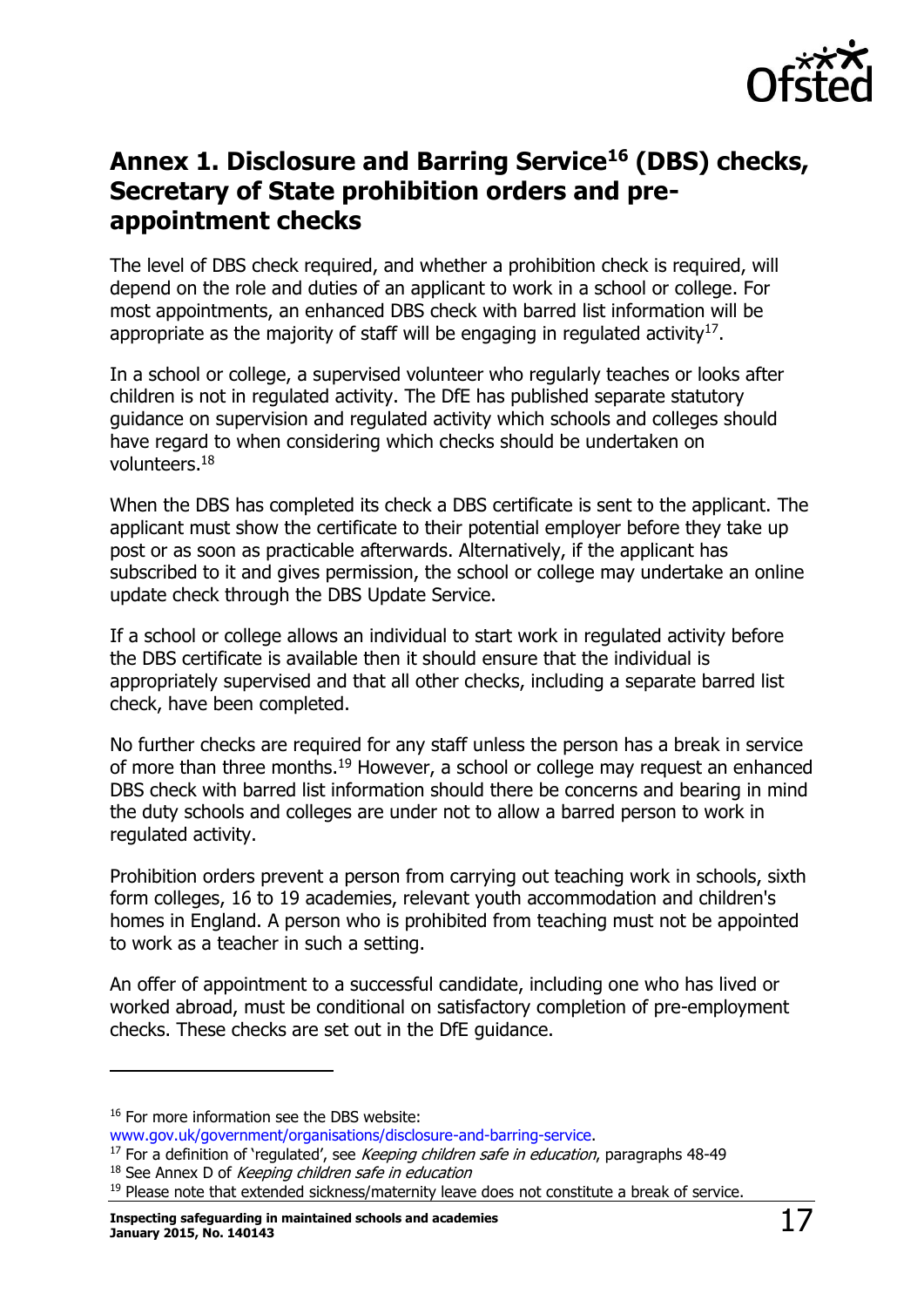## Annex 1. Disclosure and Barring Service[16] (DBS) checks, Secretary of State prohibition orders and pre-appointment checks

The level of DBS check required, and whether a prohibition check is required, will depend on the role and duties of an applicant to work in a school or college. For most appointments, an enhanced DBS check with barred list information will be appropriate as the majority of staff will be engaging in regulated activity[17].

In a school or college, a supervised volunteer who regularly teaches or looks after children is not in regulated activity. The DfE has published separate statutory guidance on supervision and regulated activity which schools and colleges should have regard to when considering which checks should be undertaken on volunteers.[18]

When the DBS has completed its check a DBS certificate is sent to the applicant. The applicant must show the certificate to their potential employer before they take up post or as soon as practicable afterwards. Alternatively, if the applicant has subscribed to it and gives permission, the school or college may undertake an online update check through the DBS Update Service.

If a school or college allows an individual to start work in regulated activity before the DBS certificate is available then it should ensure that the individual is appropriately supervised and that all other checks, including a separate barred list check, have been completed.

No further checks are required for any staff unless the person has a break in service of more than three months.[19] However, a school or college may request an enhanced DBS check with barred list information should there be concerns and bearing in mind the duty schools and colleges are under not to allow a barred person to work in regulated activity.

Prohibition orders prevent a person from carrying out teaching work in schools, sixth form colleges, 16 to 19 academies, relevant youth accommodation and children's homes in England. A person who is prohibited from teaching must not be appointed to work as a teacher in such a setting.

An offer of appointment to a successful candidate, including one who has lived or worked abroad, must be conditional on satisfactory completion of pre-employment checks. These checks are set out in the DfE guidance.

---

[16] For more information see the DBS website: www.gov.uk/government/organisations/disclosure-and-barring-service.

[17] For a definition of 'regulated', see *Keeping children safe in education*, paragraphs 48-49

[18] See Annex D of *Keeping children safe in education*

[19] Please note that extended sickness/maternity leave does not constitute a break of service.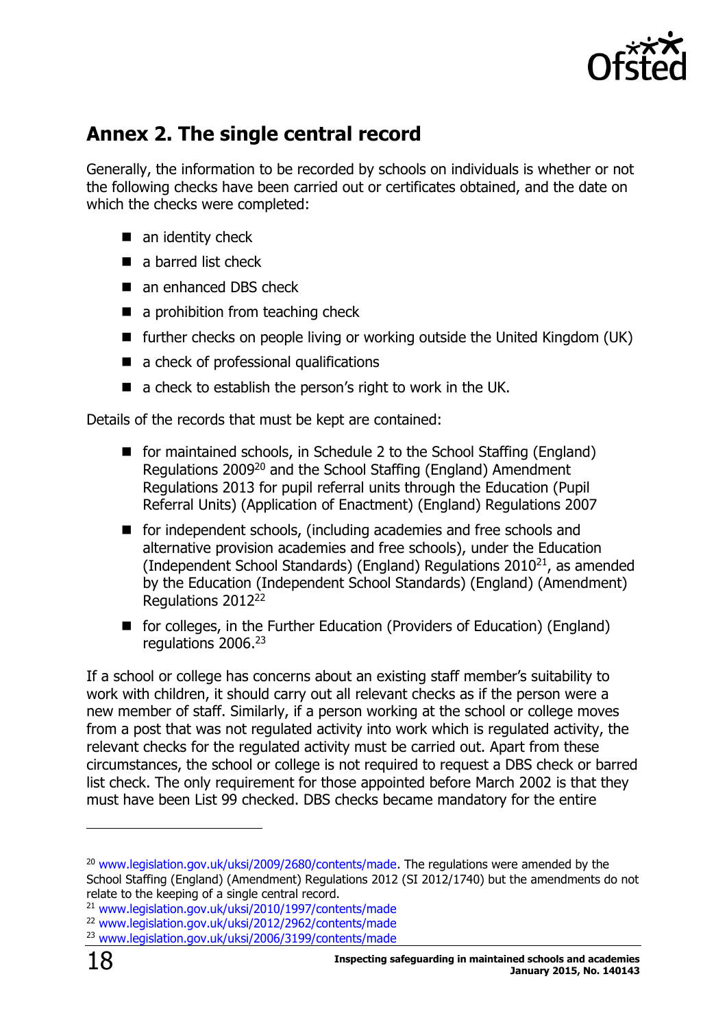## Annex 2. The single central record

Generally, the information to be recorded by schools on individuals is whether or not the following checks have been carried out or certificates obtained, and the date on which the checks were completed:

- an identity check
- a barred list check
- an enhanced DBS check
- a prohibition from teaching check
- further checks on people living or working outside the United Kingdom (UK)
- a check of professional qualifications
- a check to establish the person's right to work in the UK.

Details of the records that must be kept are contained:

- for maintained schools, in Schedule 2 to the School Staffing (England) Regulations 2009[20] and the School Staffing (England) Amendment Regulations 2013 for pupil referral units through the Education (Pupil Referral Units) (Application of Enactment) (England) Regulations 2007
- for independent schools, (including academies and free schools and alternative provision academies and free schools), under the Education (Independent School Standards) (England) Regulations 2010[21], as amended by the Education (Independent School Standards) (England) (Amendment) Regulations 2012[22]
- for colleges, in the Further Education (Providers of Education) (England) regulations 2006.[23]

If a school or college has concerns about an existing staff member's suitability to work with children, it should carry out all relevant checks as if the person were a new member of staff. Similarly, if a person working at the school or college moves from a post that was not regulated activity into work which is regulated activity, the relevant checks for the regulated activity must be carried out. Apart from these circumstances, the school or college is not required to request a DBS check or barred list check. The only requirement for those appointed before March 2002 is that they must have been List 99 checked. DBS checks became mandatory for the entire

---

[20] www.legislation.gov.uk/uksi/2009/2680/contents/made. The regulations were amended by the School Staffing (England) (Amendment) Regulations 2012 (SI 2012/1740) but the amendments do not relate to the keeping of a single central record.

[21] www.legislation.gov.uk/uksi/2010/1997/contents/made

[22] www.legislation.gov.uk/uksi/2012/2962/contents/made

[23] www.legislation.gov.uk/uksi/2006/3199/contents/made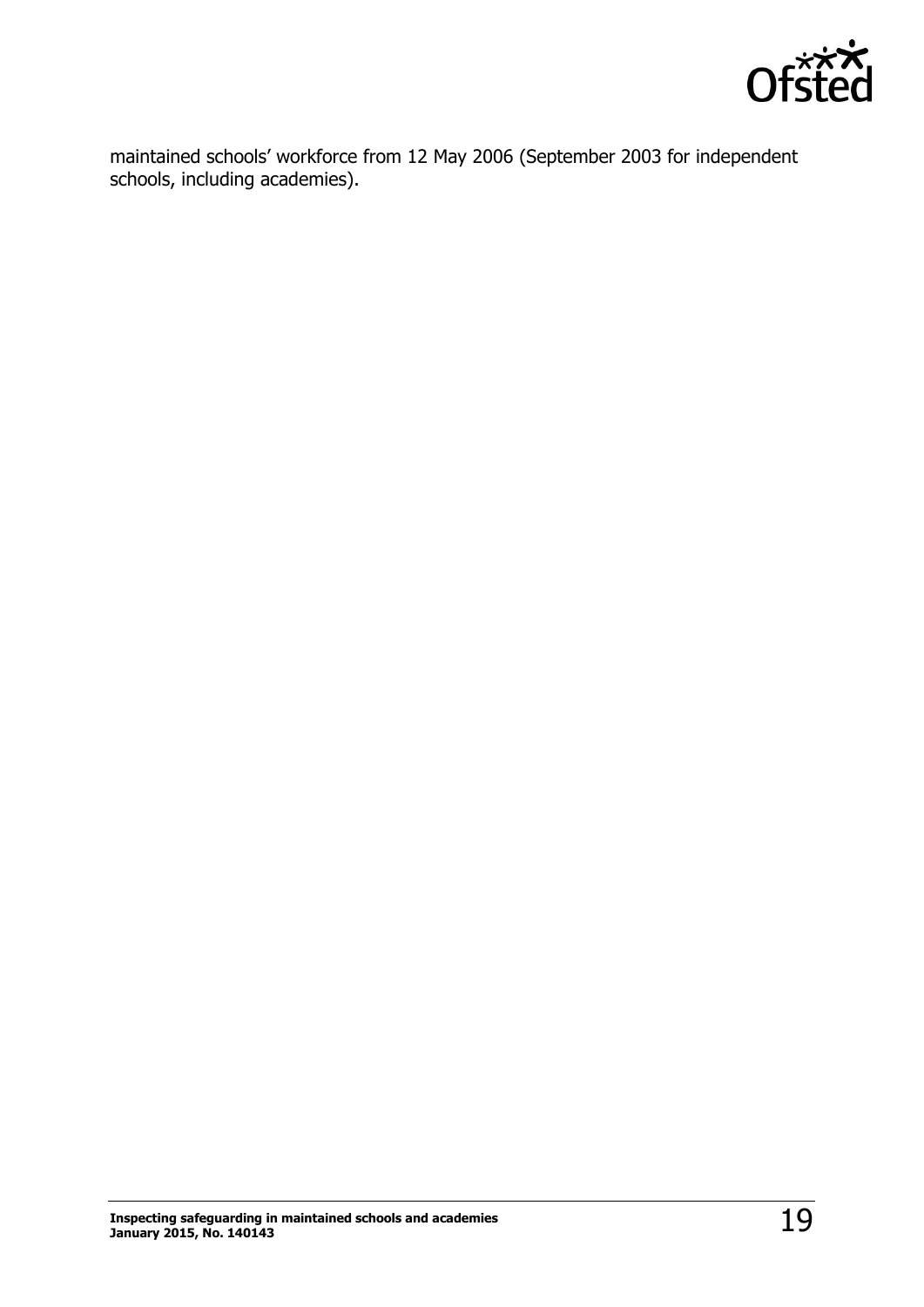maintained schools' workforce from 12 May 2006 (September 2003 for independent schools, including academies).